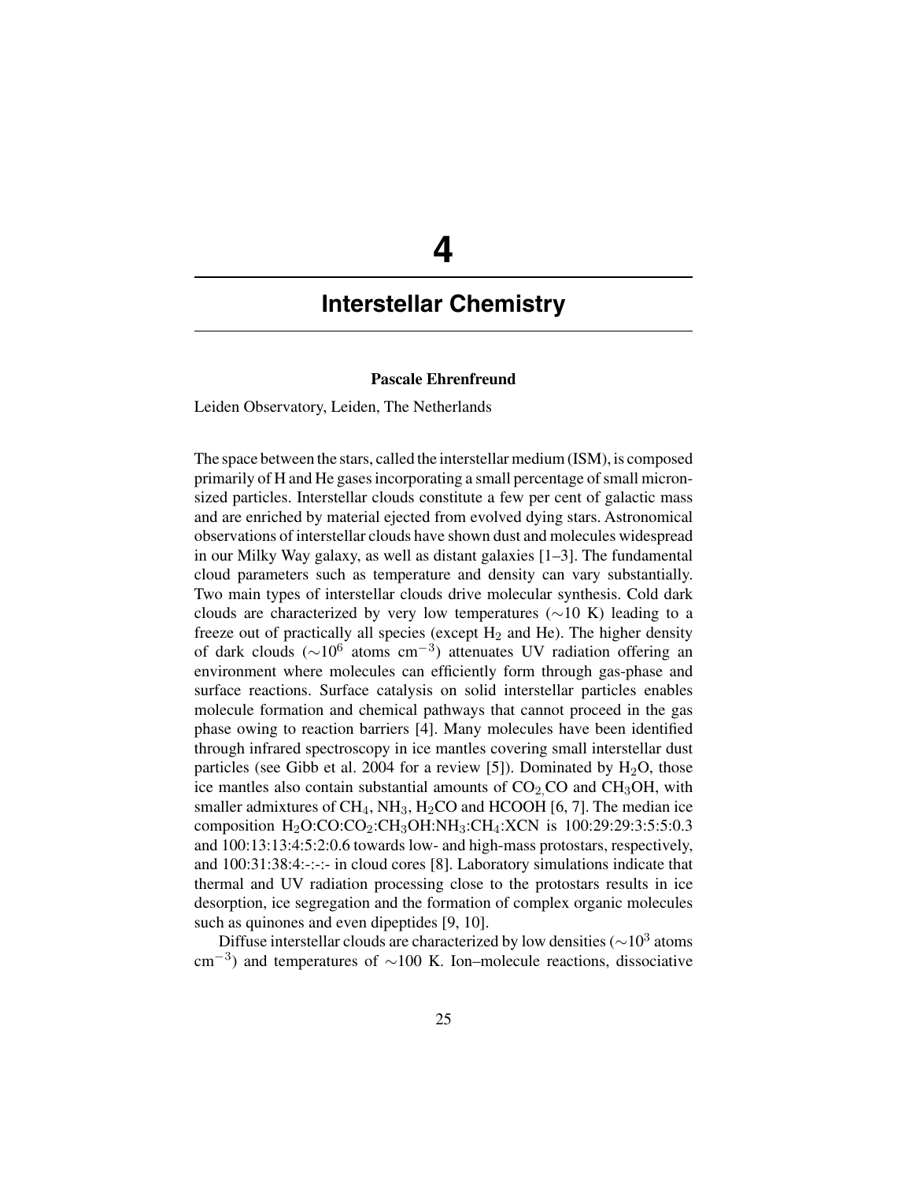# 4

# Interstellar Chemistry

**Pascale Ehrenfreund**

Leiden Observatory, Leiden, The Netherlands

The space between the stars, called the interstellar medium (ISM), is composed primarily of H and He gases incorporating a small percentage of small micron-sized particles. Interstellar clouds constitute a few per cent of galactic mass and are enriched by material ejected from evolved dying stars. Astronomical observations of interstellar clouds have shown dust and molecules widespread in our Milky Way galaxy, as well as distant galaxies [1–3]. The fundamental cloud parameters such as temperature and density can vary substantially. Two main types of interstellar clouds drive molecular synthesis. Cold dark clouds are characterized by very low temperatures ($\sim$10 K) leading to a freeze out of practically all species (except $H_2$ and He). The higher density of dark clouds ($\sim 10^6$ atoms cm$^{-3}$) attenuates UV radiation offering an environment where molecules can efficiently form through gas-phase and surface reactions. Surface catalysis on solid interstellar particles enables molecule formation and chemical pathways that cannot proceed in the gas phase owing to reaction barriers [4]. Many molecules have been identified through infrared spectroscopy in ice mantles covering small interstellar dust particles (see Gibb et al. 2004 for a review [5]). Dominated by $H_2O$, those ice mantles also contain substantial amounts of $CO_2$,CO and $CH_3OH$, with smaller admixtures of $CH_4$, $NH_3$, $H_2CO$ and HCOOH [6, 7]. The median ice composition $H_2O$:CO:$CO_2$:$CH_3OH$:$NH_3$:$CH_4$:XCN is 100:29:29:3:5:5:0.3 and 100:13:13:4:5:2:0.6 towards low- and high-mass protostars, respectively, and 100:31:38:4:-:-:- in cloud cores [8]. Laboratory simulations indicate that thermal and UV radiation processing close to the protostars results in ice desorption, ice segregation and the formation of complex organic molecules such as quinones and even dipeptides [9, 10].

Diffuse interstellar clouds are characterized by low densities ($\sim 10^3$ atoms cm$^{-3}$) and temperatures of $\sim$100 K. Ion–molecule reactions, dissociative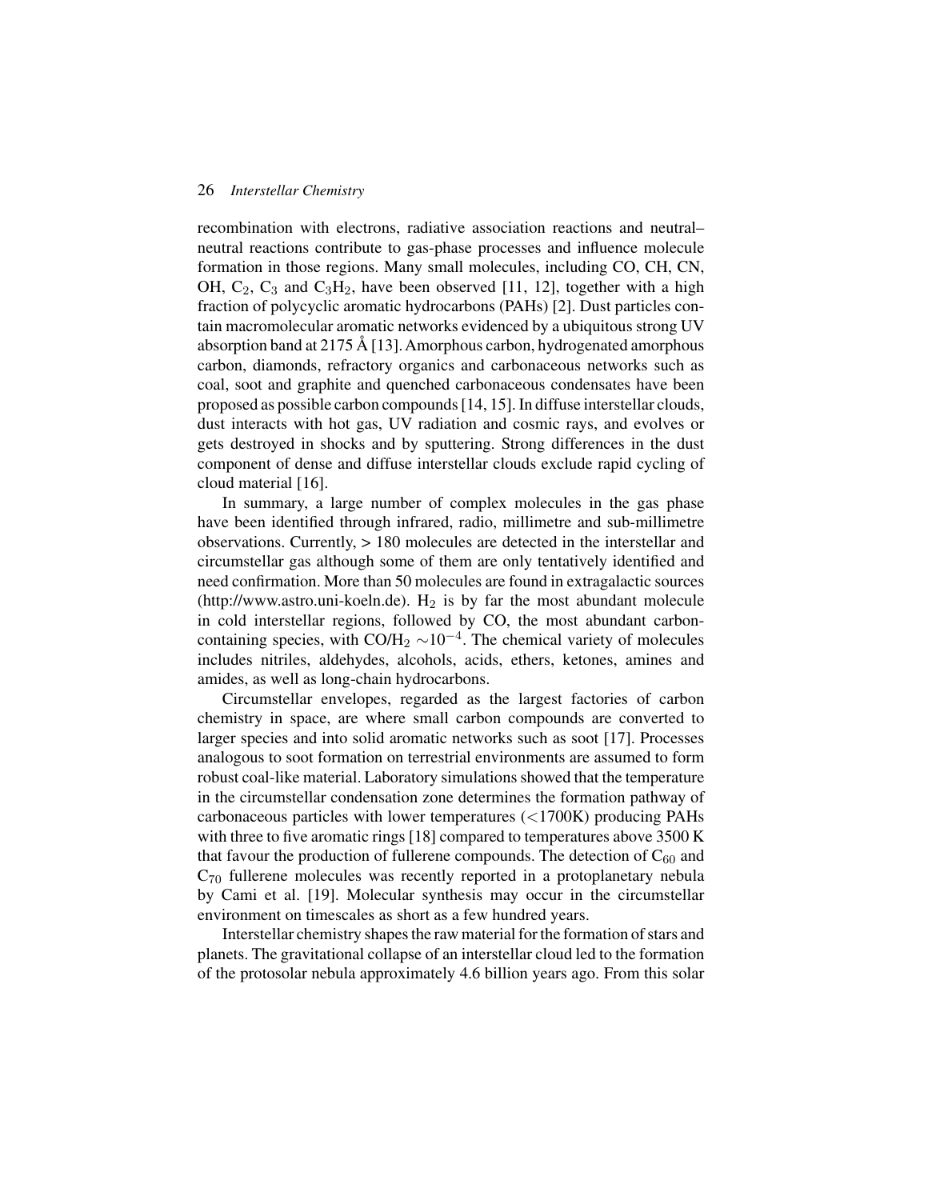recombination with electrons, radiative association reactions and neutral–neutral reactions contribute to gas-phase processes and influence molecule formation in those regions. Many small molecules, including CO, CH, CN, OH, $C_2$, $C_3$ and $C_3H_2$, have been observed [11, 12], together with a high fraction of polycyclic aromatic hydrocarbons (PAHs) [2]. Dust particles contain macromolecular aromatic networks evidenced by a ubiquitous strong UV absorption band at 2175 Å [13]. Amorphous carbon, hydrogenated amorphous carbon, diamonds, refractory organics and carbonaceous networks such as coal, soot and graphite and quenched carbonaceous condensates have been proposed as possible carbon compounds [14, 15]. In diffuse interstellar clouds, dust interacts with hot gas, UV radiation and cosmic rays, and evolves or gets destroyed in shocks and by sputtering. Strong differences in the dust component of dense and diffuse interstellar clouds exclude rapid cycling of cloud material [16].

In summary, a large number of complex molecules in the gas phase have been identified through infrared, radio, millimetre and sub-millimetre observations. Currently, > 180 molecules are detected in the interstellar and circumstellar gas although some of them are only tentatively identified and need confirmation. More than 50 molecules are found in extragalactic sources (http://www.astro.uni-koeln.de). $H_2$ is by far the most abundant molecule in cold interstellar regions, followed by CO, the most abundant carbon-containing species, with $CO/H_2 \sim 10^{-4}$. The chemical variety of molecules includes nitriles, aldehydes, alcohols, acids, ethers, ketones, amines and amides, as well as long-chain hydrocarbons.

Circumstellar envelopes, regarded as the largest factories of carbon chemistry in space, are where small carbon compounds are converted to larger species and into solid aromatic networks such as soot [17]. Processes analogous to soot formation on terrestrial environments are assumed to form robust coal-like material. Laboratory simulations showed that the temperature in the circumstellar condensation zone determines the formation pathway of carbonaceous particles with lower temperatures (<1700K) producing PAHs with three to five aromatic rings [18] compared to temperatures above 3500 K that favour the production of fullerene compounds. The detection of $C_{60}$ and $C_{70}$ fullerene molecules was recently reported in a protoplanetary nebula by Cami et al. [19]. Molecular synthesis may occur in the circumstellar environment on timescales as short as a few hundred years.

Interstellar chemistry shapes the raw material for the formation of stars and planets. The gravitational collapse of an interstellar cloud led to the formation of the protosolar nebula approximately 4.6 billion years ago. From this solar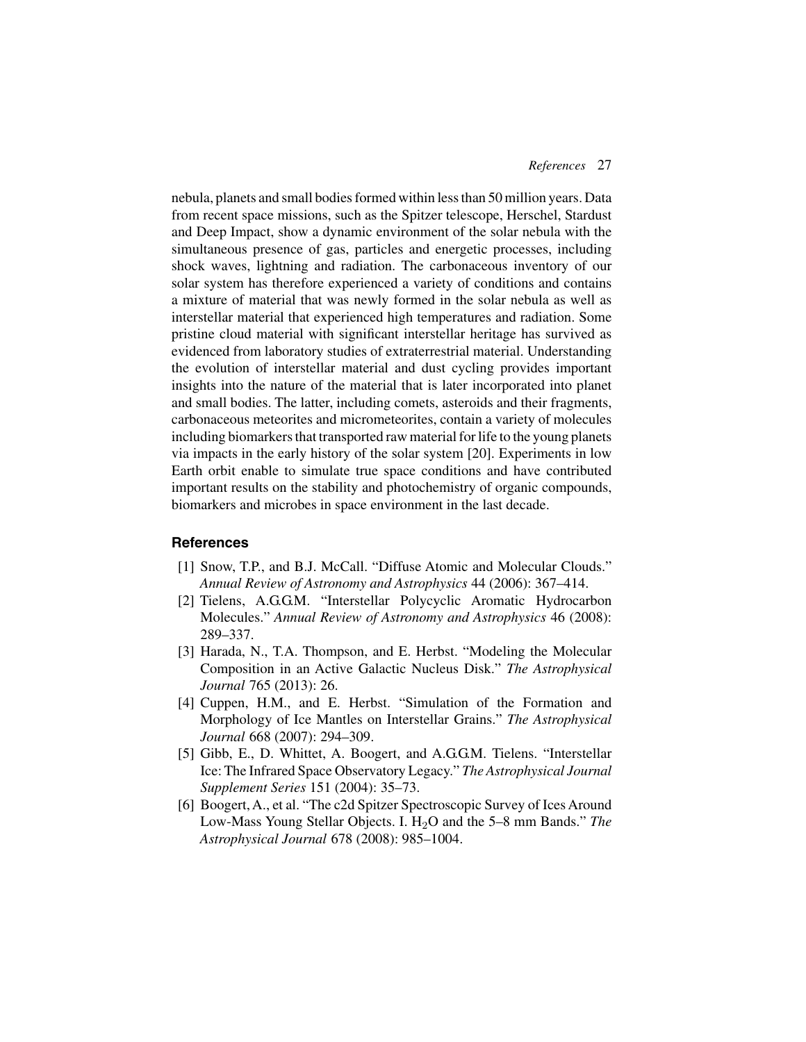nebula, planets and small bodies formed within less than 50 million years. Data from recent space missions, such as the Spitzer telescope, Herschel, Stardust and Deep Impact, show a dynamic environment of the solar nebula with the simultaneous presence of gas, particles and energetic processes, including shock waves, lightning and radiation. The carbonaceous inventory of our solar system has therefore experienced a variety of conditions and contains a mixture of material that was newly formed in the solar nebula as well as interstellar material that experienced high temperatures and radiation. Some pristine cloud material with significant interstellar heritage has survived as evidenced from laboratory studies of extraterrestrial material. Understanding the evolution of interstellar material and dust cycling provides important insights into the nature of the material that is later incorporated into planet and small bodies. The latter, including comets, asteroids and their fragments, carbonaceous meteorites and micrometeorites, contain a variety of molecules including biomarkers that transported raw material for life to the young planets via impacts in the early history of the solar system [20]. Experiments in low Earth orbit enable to simulate true space conditions and have contributed important results on the stability and photochemistry of organic compounds, biomarkers and microbes in space environment in the last decade.

## References

[1] Snow, T.P., and B.J. McCall. "Diffuse Atomic and Molecular Clouds." *Annual Review of Astronomy and Astrophysics* 44 (2006): 367–414.

[2] Tielens, A.G.G.M. "Interstellar Polycyclic Aromatic Hydrocarbon Molecules." *Annual Review of Astronomy and Astrophysics* 46 (2008): 289–337.

[3] Harada, N., T.A. Thompson, and E. Herbst. "Modeling the Molecular Composition in an Active Galactic Nucleus Disk." *The Astrophysical Journal* 765 (2013): 26.

[4] Cuppen, H.M., and E. Herbst. "Simulation of the Formation and Morphology of Ice Mantles on Interstellar Grains." *The Astrophysical Journal* 668 (2007): 294–309.

[5] Gibb, E., D. Whittet, A. Boogert, and A.G.G.M. Tielens. "Interstellar Ice: The Infrared Space Observatory Legacy." *The Astrophysical Journal Supplement Series* 151 (2004): 35–73.

[6] Boogert, A., et al. "The c2d Spitzer Spectroscopic Survey of Ices Around Low-Mass Young Stellar Objects. I. $H_2O$ and the 5–8 mm Bands." *The Astrophysical Journal* 678 (2008): 985–1004.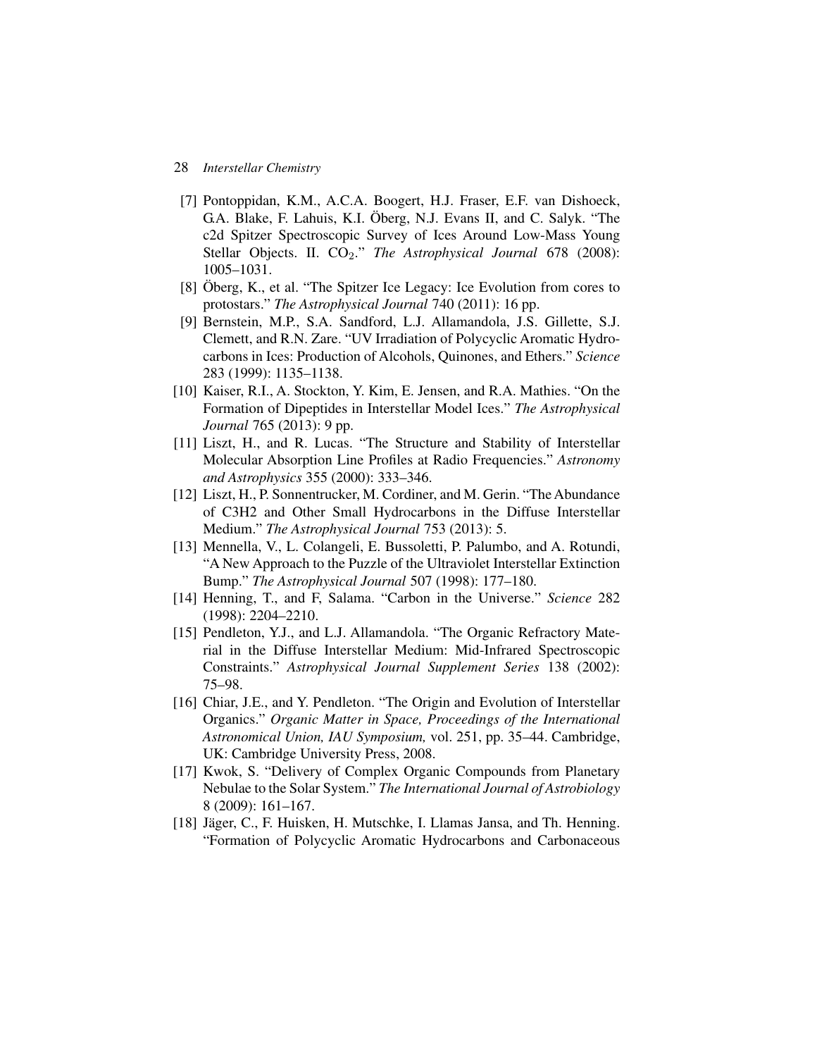[7] Pontoppidan, K.M., A.C.A. Boogert, H.J. Fraser, E.F. van Dishoeck, G.A. Blake, F. Lahuis, K.I. Öberg, N.J. Evans II, and C. Salyk. "The c2d Spitzer Spectroscopic Survey of Ices Around Low-Mass Young Stellar Objects. II. $CO_2$." *The Astrophysical Journal* 678 (2008): 1005–1031.

[8] Öberg, K., et al. "The Spitzer Ice Legacy: Ice Evolution from cores to protostars." *The Astrophysical Journal* 740 (2011): 16 pp.

[9] Bernstein, M.P., S.A. Sandford, L.J. Allamandola, J.S. Gillette, S.J. Clemett, and R.N. Zare. "UV Irradiation of Polycyclic Aromatic Hydrocarbons in Ices: Production of Alcohols, Quinones, and Ethers." *Science* 283 (1999): 1135–1138.

[10] Kaiser, R.I., A. Stockton, Y. Kim, E. Jensen, and R.A. Mathies. "On the Formation of Dipeptides in Interstellar Model Ices." *The Astrophysical Journal* 765 (2013): 9 pp.

[11] Liszt, H., and R. Lucas. "The Structure and Stability of Interstellar Molecular Absorption Line Profiles at Radio Frequencies." *Astronomy and Astrophysics* 355 (2000): 333–346.

[12] Liszt, H., P. Sonnentrucker, M. Cordiner, and M. Gerin. "The Abundance of C3H2 and Other Small Hydrocarbons in the Diffuse Interstellar Medium." *The Astrophysical Journal* 753 (2013): 5.

[13] Mennella, V., L. Colangeli, E. Bussoletti, P. Palumbo, and A. Rotundi, "A New Approach to the Puzzle of the Ultraviolet Interstellar Extinction Bump." *The Astrophysical Journal* 507 (1998): 177–180.

[14] Henning, T., and F, Salama. "Carbon in the Universe." *Science* 282 (1998): 2204–2210.

[15] Pendleton, Y.J., and L.J. Allamandola. "The Organic Refractory Material in the Diffuse Interstellar Medium: Mid-Infrared Spectroscopic Constraints." *Astrophysical Journal Supplement Series* 138 (2002): 75–98.

[16] Chiar, J.E., and Y. Pendleton. "The Origin and Evolution of Interstellar Organics." *Organic Matter in Space, Proceedings of the International Astronomical Union, IAU Symposium,* vol. 251, pp. 35–44. Cambridge, UK: Cambridge University Press, 2008.

[17] Kwok, S. "Delivery of Complex Organic Compounds from Planetary Nebulae to the Solar System." *The International Journal of Astrobiology* 8 (2009): 161–167.

[18] Jäger, C., F. Huisken, H. Mutschke, I. Llamas Jansa, and Th. Henning. "Formation of Polycyclic Aromatic Hydrocarbons and Carbonaceous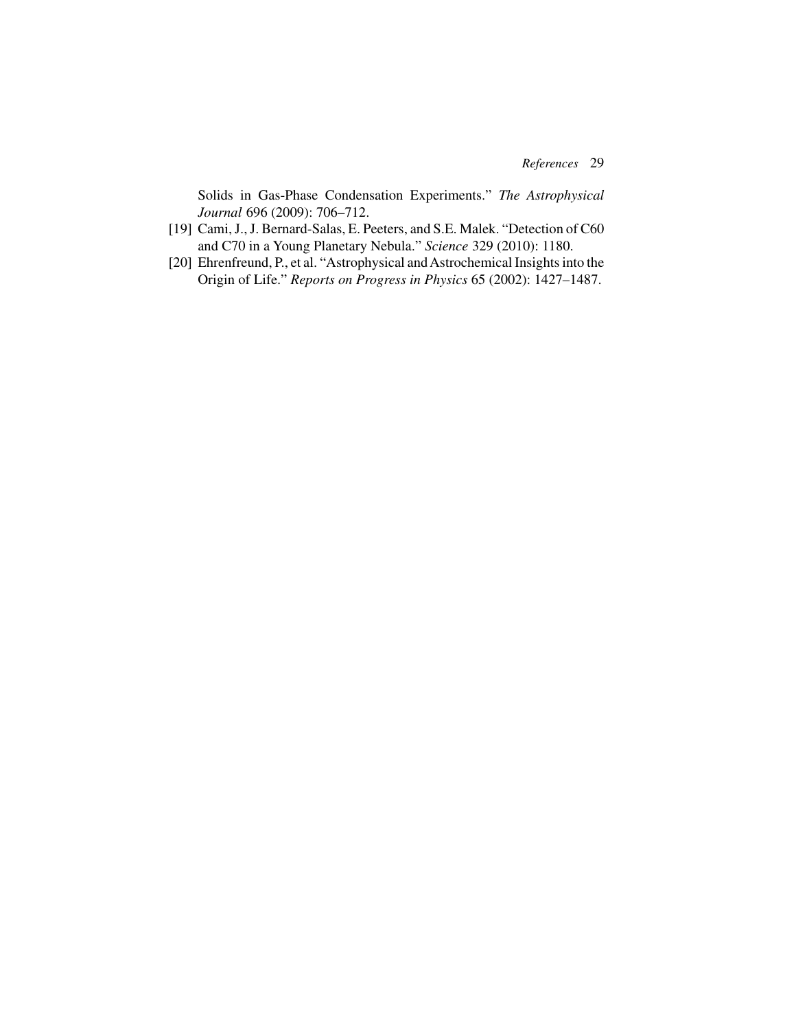Solids in Gas-Phase Condensation Experiments." *The Astrophysical Journal* 696 (2009): 706–712.

[19] Cami, J., J. Bernard-Salas, E. Peeters, and S.E. Malek. "Detection of C60 and C70 in a Young Planetary Nebula." *Science* 329 (2010): 1180.

[20] Ehrenfreund, P., et al. "Astrophysical and Astrochemical Insights into the Origin of Life." *Reports on Progress in Physics* 65 (2002): 1427–1487.